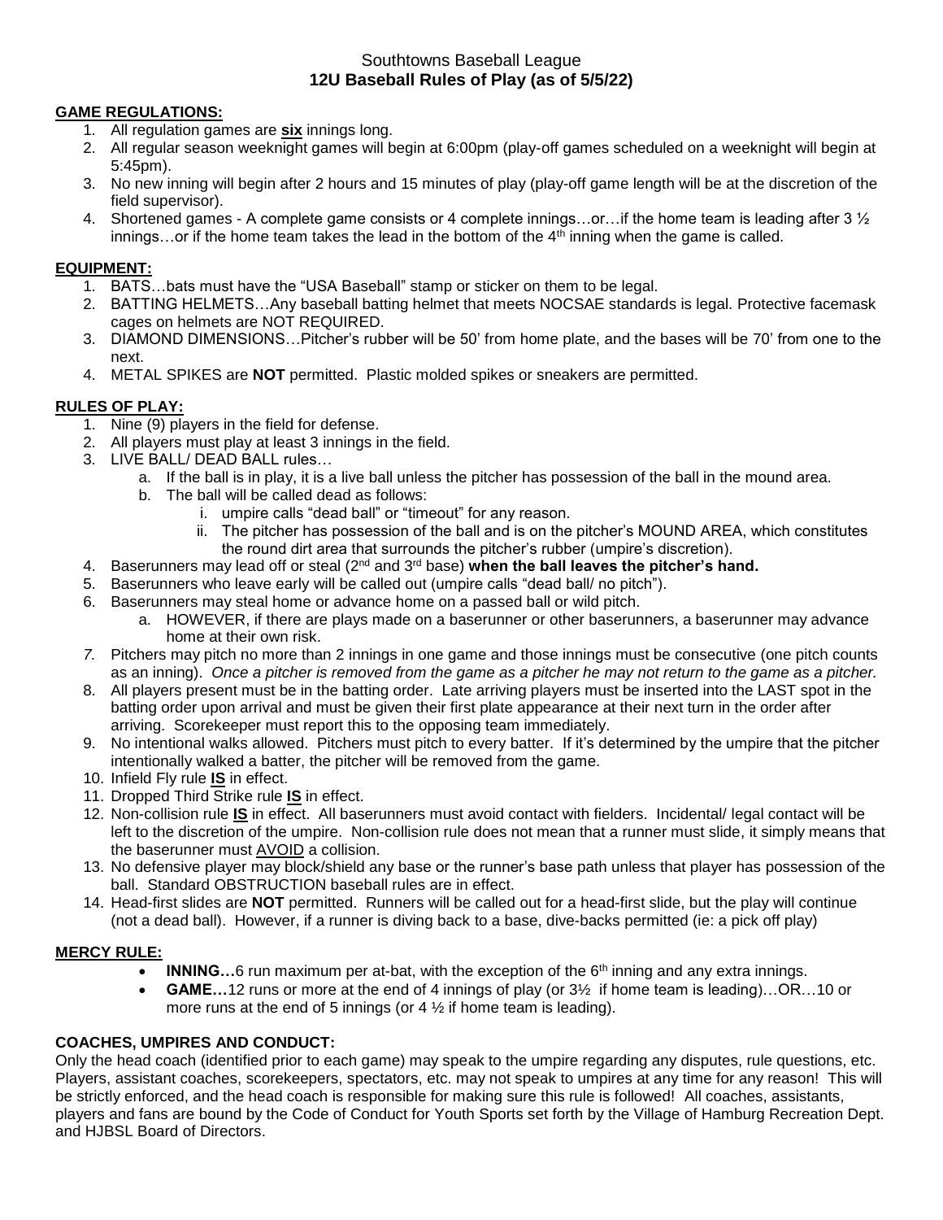# Southtowns Baseball League
## 12U Baseball Rules of Play (as of 5/5/22)

**GAME REGULATIONS:**

1. All regulation games are **six** innings long.
2. All regular season weeknight games will begin at 6:00pm (play-off games scheduled on a weeknight will begin at 5:45pm).
3. No new inning will begin after 2 hours and 15 minutes of play (play-off game length will be at the discretion of the field supervisor).
4. Shortened games - A complete game consists or 4 complete innings…or…if the home team is leading after 3 ½ innings…or if the home team takes the lead in the bottom of the 4th inning when the game is called.

**EQUIPMENT:**

1. BATS…bats must have the "USA Baseball" stamp or sticker on them to be legal.
2. BATTING HELMETS…Any baseball batting helmet that meets NOCSAE standards is legal. Protective facemask cages on helmets are NOT REQUIRED.
3. DIAMOND DIMENSIONS…Pitcher's rubber will be 50' from home plate, and the bases will be 70' from one to the next.
4. METAL SPIKES are **NOT** permitted. Plastic molded spikes or sneakers are permitted.

**RULES OF PLAY:**

1. Nine (9) players in the field for defense.
2. All players must play at least 3 innings in the field.
3. LIVE BALL/ DEAD BALL rules…
   a. If the ball is in play, it is a live ball unless the pitcher has possession of the ball in the mound area.
   b. The ball will be called dead as follows:
      i. umpire calls "dead ball" or "timeout" for any reason.
      ii. The pitcher has possession of the ball and is on the pitcher's MOUND AREA, which constitutes the round dirt area that surrounds the pitcher's rubber (umpire's discretion).
4. Baserunners may lead off or steal (2nd and 3rd base) **when the ball leaves the pitcher's hand.**
5. Baserunners who leave early will be called out (umpire calls "dead ball/ no pitch").
6. Baserunners may steal home or advance home on a passed ball or wild pitch.
   a. HOWEVER, if there are plays made on a baserunner or other baserunners, a baserunner may advance home at their own risk.
7. Pitchers may pitch no more than 2 innings in one game and those innings must be consecutive (one pitch counts as an inning). *Once a pitcher is removed from the game as a pitcher he may not return to the game as a pitcher.*
8. All players present must be in the batting order. Late arriving players must be inserted into the LAST spot in the batting order upon arrival and must be given their first plate appearance at their next turn in the order after arriving. Scorekeeper must report this to the opposing team immediately.
9. No intentional walks allowed. Pitchers must pitch to every batter. If it's determined by the umpire that the pitcher intentionally walked a batter, the pitcher will be removed from the game.
10. Infield Fly rule **IS** in effect.
11. Dropped Third Strike rule **IS** in effect.
12. Non-collision rule **IS** in effect. All baserunners must avoid contact with fielders. Incidental/ legal contact will be left to the discretion of the umpire. Non-collision rule does not mean that a runner must slide, it simply means that the baserunner must AVOID a collision.
13. No defensive player may block/shield any base or the runner's base path unless that player has possession of the ball. Standard OBSTRUCTION baseball rules are in effect.
14. Head-first slides are **NOT** permitted. Runners will be called out for a head-first slide, but the play will continue (not a dead ball). However, if a runner is diving back to a base, dive-backs permitted (ie: a pick off play)

**MERCY RULE:**

- **INNING…**6 run maximum per at-bat, with the exception of the 6th inning and any extra innings.
- **GAME…**12 runs or more at the end of 4 innings of play (or 3½ if home team is leading)…OR…10 or more runs at the end of 5 innings (or 4 ½ if home team is leading).

**COACHES, UMPIRES AND CONDUCT:**

Only the head coach (identified prior to each game) may speak to the umpire regarding any disputes, rule questions, etc. Players, assistant coaches, scorekeepers, spectators, etc. may not speak to umpires at any time for any reason! This will be strictly enforced, and the head coach is responsible for making sure this rule is followed! All coaches, assistants, players and fans are bound by the Code of Conduct for Youth Sports set forth by the Village of Hamburg Recreation Dept. and HJBSL Board of Directors.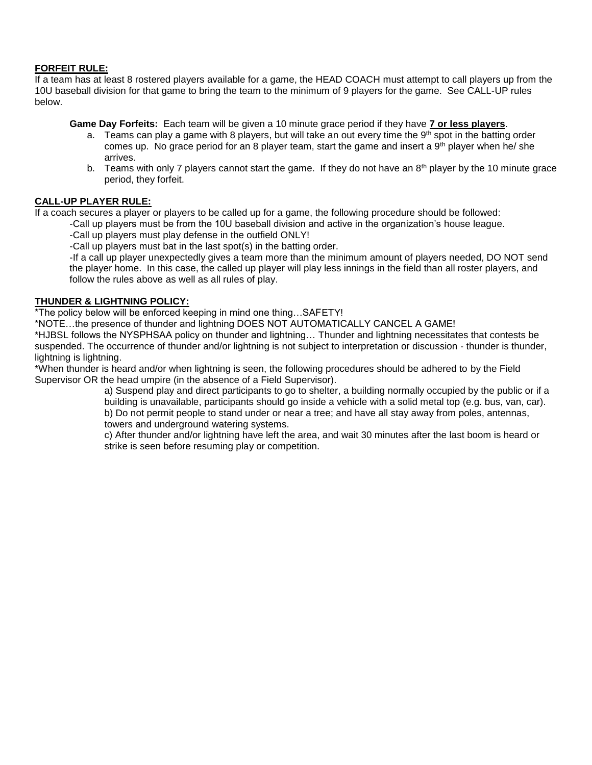**FORFEIT RULE:**

If a team has at least 8 rostered players available for a game, the HEAD COACH must attempt to call players up from the 10U baseball division for that game to bring the team to the minimum of 9 players for the game. See CALL-UP rules below.

**Game Day Forfeits:** Each team will be given a 10 minute grace period if they have **7 or less players**.

a. Teams can play a game with 8 players, but will take an out every time the 9th spot in the batting order comes up. No grace period for an 8 player team, start the game and insert a 9th player when he/ she arrives.
b. Teams with only 7 players cannot start the game. If they do not have an 8th player by the 10 minute grace period, they forfeit.

**CALL-UP PLAYER RULE:**

If a coach secures a player or players to be called up for a game, the following procedure should be followed:

-Call up players must be from the 10U baseball division and active in the organization's house league.
-Call up players must play defense in the outfield ONLY!
-Call up players must bat in the last spot(s) in the batting order.
-If a call up player unexpectedly gives a team more than the minimum amount of players needed, DO NOT send the player home. In this case, the called up player will play less innings in the field than all roster players, and follow the rules above as well as all rules of play.

**THUNDER & LIGHTNING POLICY:**

*The policy below will be enforced keeping in mind one thing…SAFETY!
*NOTE…the presence of thunder and lightning DOES NOT AUTOMATICALLY CANCEL A GAME!
*HJBSL follows the NYSPHSAA policy on thunder and lightning… Thunder and lightning necessitates that contests be suspended. The occurrence of thunder and/or lightning is not subject to interpretation or discussion - thunder is thunder, lightning is lightning.
*When thunder is heard and/or when lightning is seen, the following procedures should be adhered to by the Field Supervisor OR the head umpire (in the absence of a Field Supervisor).

a) Suspend play and direct participants to go to shelter, a building normally occupied by the public or if a building is unavailable, participants should go inside a vehicle with a solid metal top (e.g. bus, van, car).
b) Do not permit people to stand under or near a tree; and have all stay away from poles, antennas, towers and underground watering systems.
c) After thunder and/or lightning have left the area, and wait 30 minutes after the last boom is heard or strike is seen before resuming play or competition.